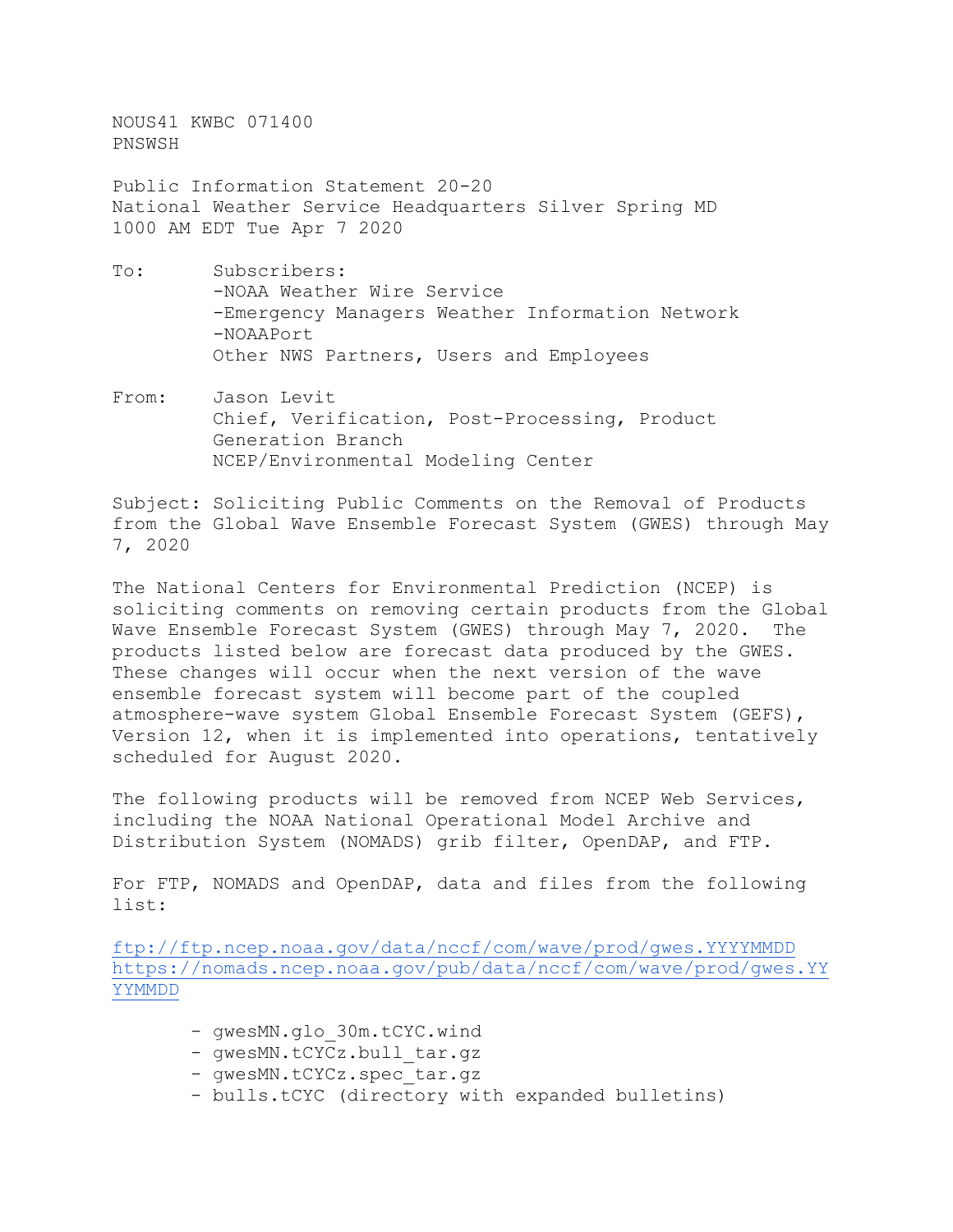NOUS41 KWBC 071400
PNSWSH

Public Information Statement 20-20
National Weather Service Headquarters Silver Spring MD
1000 AM EDT Tue Apr 7 2020

To: Subscribers:
-NOAA Weather Wire Service
-Emergency Managers Weather Information Network
-NOAAPort
Other NWS Partners, Users and Employees

From: Jason Levit
Chief, Verification, Post-Processing, Product Generation Branch
NCEP/Environmental Modeling Center

Subject: Soliciting Public Comments on the Removal of Products from the Global Wave Ensemble Forecast System (GWES) through May 7, 2020

The National Centers for Environmental Prediction (NCEP) is soliciting comments on removing certain products from the Global Wave Ensemble Forecast System (GWES) through May 7, 2020. The products listed below are forecast data produced by the GWES. These changes will occur when the next version of the wave ensemble forecast system will become part of the coupled atmosphere-wave system Global Ensemble Forecast System (GEFS), Version 12, when it is implemented into operations, tentatively scheduled for August 2020.

The following products will be removed from NCEP Web Services, including the NOAA National Operational Model Archive and Distribution System (NOMADS) grib filter, OpenDAP, and FTP.

For FTP, NOMADS and OpenDAP, data and files from the following list:

ftp://ftp.ncep.noaa.gov/data/nccf/com/wave/prod/gwes.YYYYMMDD
https://nomads.ncep.noaa.gov/pub/data/nccf/com/wave/prod/gwes.YYYYMMDD

- gwesMN.glo_30m.tCYC.wind
- gwesMN.tCYCz.bull_tar.gz
- gwesMN.tCYCz.spec_tar.gz
- bulls.tCYC (directory with expanded bulletins)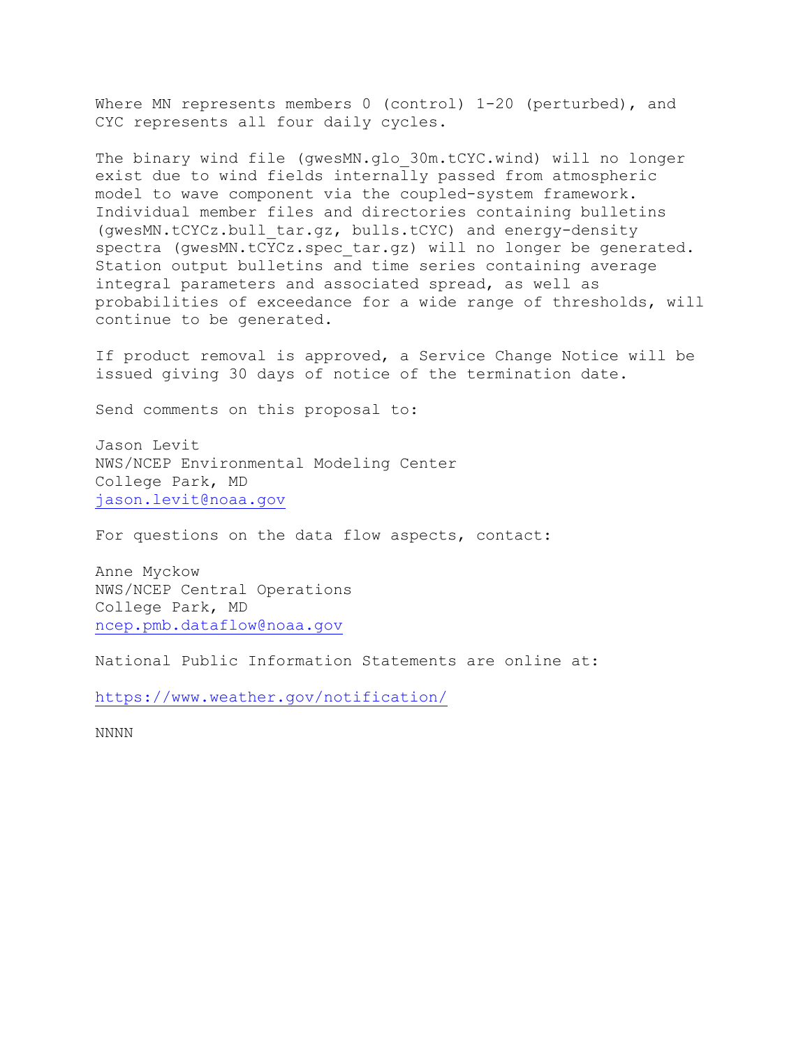Where MN represents members 0 (control) 1-20 (perturbed), and CYC represents all four daily cycles.

The binary wind file (gwesMN.glo_30m.tCYC.wind) will no longer exist due to wind fields internally passed from atmospheric model to wave component via the coupled-system framework. Individual member files and directories containing bulletins (gwesMN.tCYCz.bull_tar.gz, bulls.tCYC) and energy-density spectra (gwesMN.tCYCz.spec_tar.gz) will no longer be generated. Station output bulletins and time series containing average integral parameters and associated spread, as well as probabilities of exceedance for a wide range of thresholds, will continue to be generated.

If product removal is approved, a Service Change Notice will be issued giving 30 days of notice of the termination date.

Send comments on this proposal to:

Jason Levit
NWS/NCEP Environmental Modeling Center
College Park, MD
jason.levit@noaa.gov

For questions on the data flow aspects, contact:

Anne Myckow
NWS/NCEP Central Operations
College Park, MD
ncep.pmb.dataflow@noaa.gov

National Public Information Statements are online at:

https://www.weather.gov/notification/

NNNN